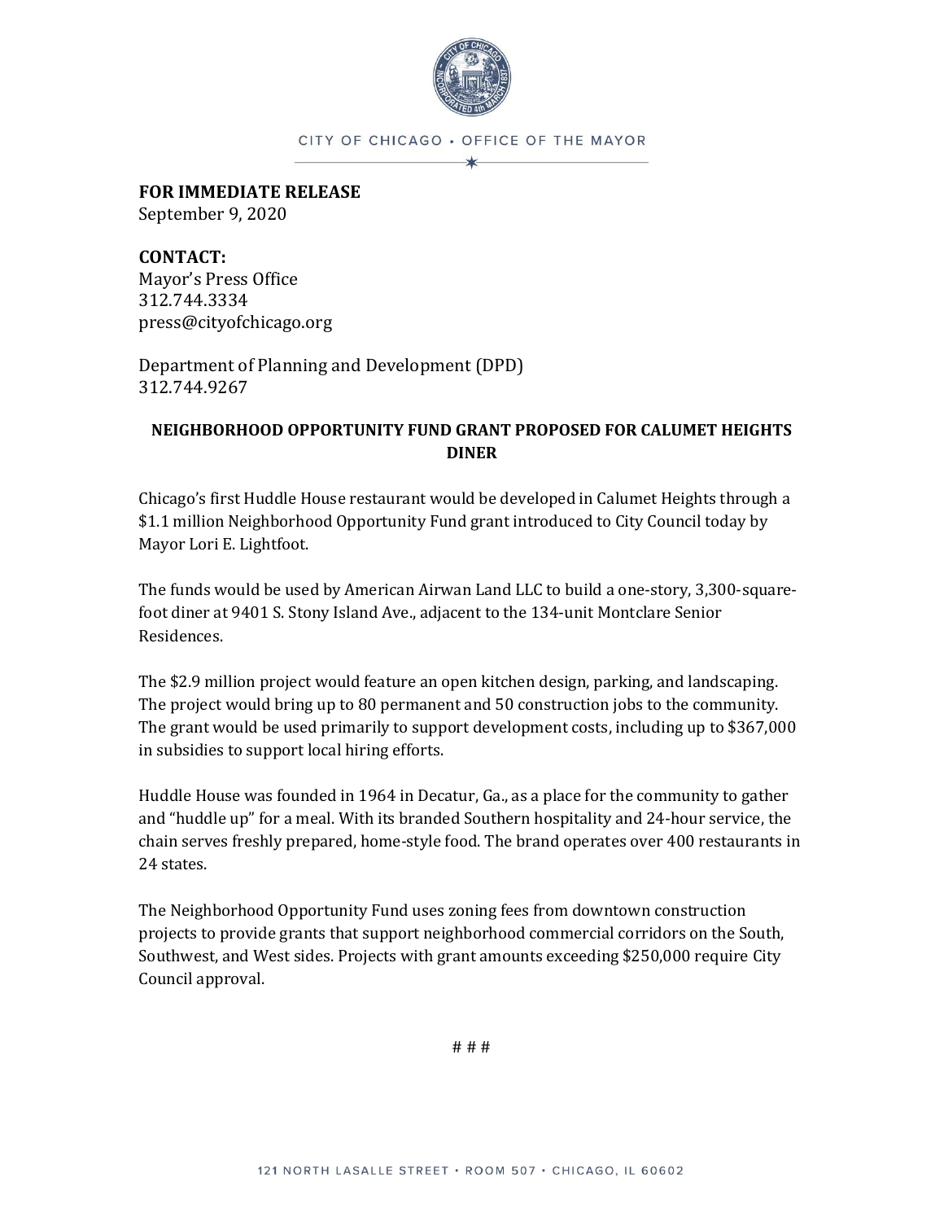CITY OF CHICAGO • OFFICE OF THE MAYOR

**FOR IMMEDIATE RELEASE**
September 9, 2020

**CONTACT:**
Mayor's Press Office
312.744.3334
press@cityofchicago.org

Department of Planning and Development (DPD)
312.744.9267

## NEIGHBORHOOD OPPORTUNITY FUND GRANT PROPOSED FOR CALUMET HEIGHTS DINER

Chicago's first Huddle House restaurant would be developed in Calumet Heights through a $1.1 million Neighborhood Opportunity Fund grant introduced to City Council today by Mayor Lori E. Lightfoot.

The funds would be used by American Airwan Land LLC to build a one-story, 3,300-square-foot diner at 9401 S. Stony Island Ave., adjacent to the 134-unit Montclare Senior Residences.

The $2.9 million project would feature an open kitchen design, parking, and landscaping. The project would bring up to 80 permanent and 50 construction jobs to the community. The grant would be used primarily to support development costs, including up to $367,000 in subsidies to support local hiring efforts.

Huddle House was founded in 1964 in Decatur, Ga., as a place for the community to gather and "huddle up" for a meal. With its branded Southern hospitality and 24-hour service, the chain serves freshly prepared, home-style food. The brand operates over 400 restaurants in 24 states.

The Neighborhood Opportunity Fund uses zoning fees from downtown construction projects to provide grants that support neighborhood commercial corridors on the South, Southwest, and West sides. Projects with grant amounts exceeding $250,000 require City Council approval.

# # #

121 NORTH LASALLE STREET • ROOM 507 • CHICAGO, IL 60602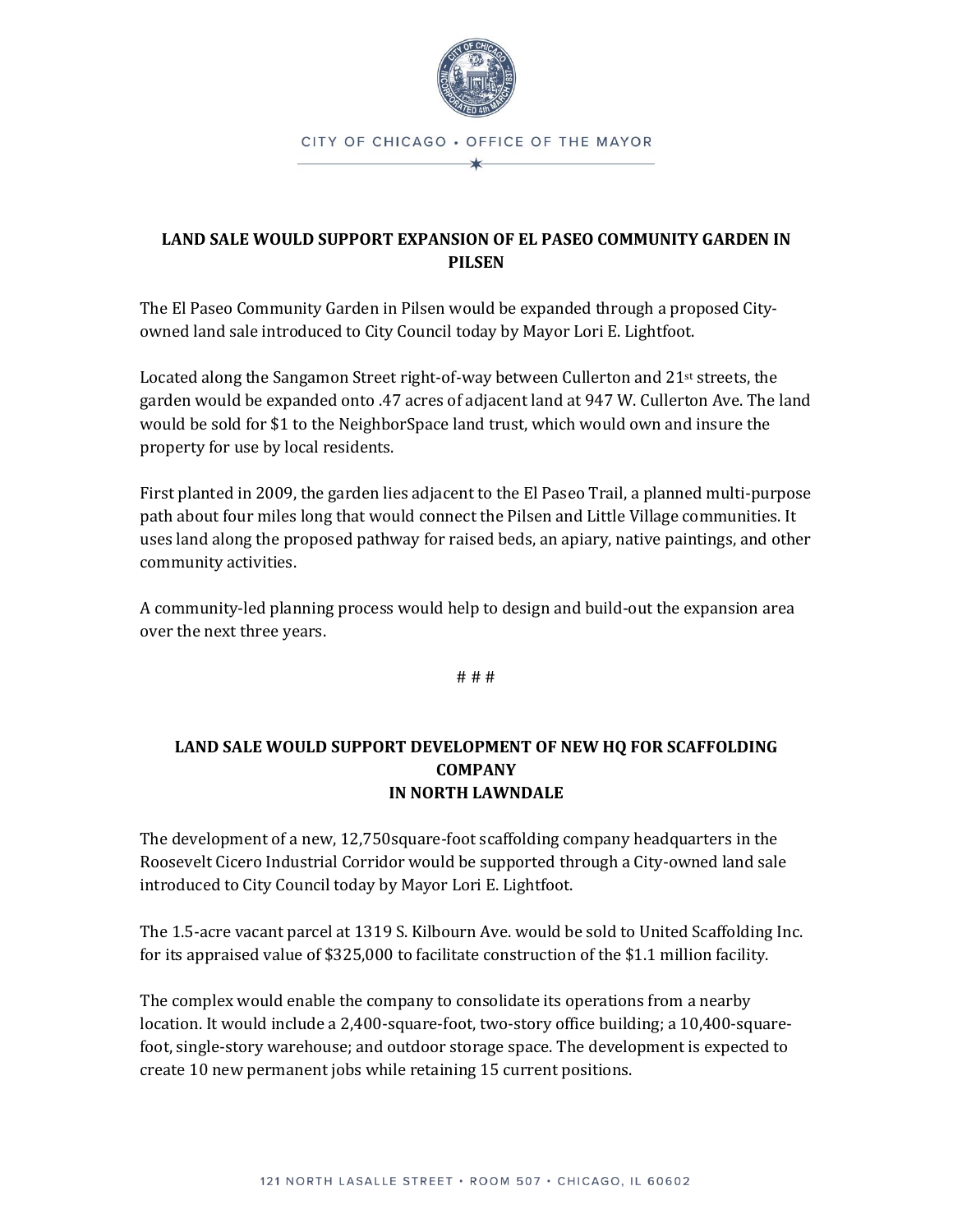## LAND SALE WOULD SUPPORT EXPANSION OF EL PASEO COMMUNITY GARDEN IN PILSEN

The El Paseo Community Garden in Pilsen would be expanded through a proposed City-owned land sale introduced to City Council today by Mayor Lori E. Lightfoot.

Located along the Sangamon Street right-of-way between Cullerton and 21st streets, the garden would be expanded onto .47 acres of adjacent land at 947 W. Cullerton Ave. The land would be sold for $1 to the NeighborSpace land trust, which would own and insure the property for use by local residents.

First planted in 2009, the garden lies adjacent to the El Paseo Trail, a planned multi-purpose path about four miles long that would connect the Pilsen and Little Village communities. It uses land along the proposed pathway for raised beds, an apiary, native paintings, and other community activities.

A community-led planning process would help to design and build-out the expansion area over the next three years.

# # #

## LAND SALE WOULD SUPPORT DEVELOPMENT OF NEW HQ FOR SCAFFOLDING COMPANY IN NORTH LAWNDALE

The development of a new, 12,750square-foot scaffolding company headquarters in the Roosevelt Cicero Industrial Corridor would be supported through a City-owned land sale introduced to City Council today by Mayor Lori E. Lightfoot.

The 1.5-acre vacant parcel at 1319 S. Kilbourn Ave. would be sold to United Scaffolding Inc. for its appraised value of $325,000 to facilitate construction of the $1.1 million facility.

The complex would enable the company to consolidate its operations from a nearby location. It would include a 2,400-square-foot, two-story office building; a 10,400-square-foot, single-story warehouse; and outdoor storage space. The development is expected to create 10 new permanent jobs while retaining 15 current positions.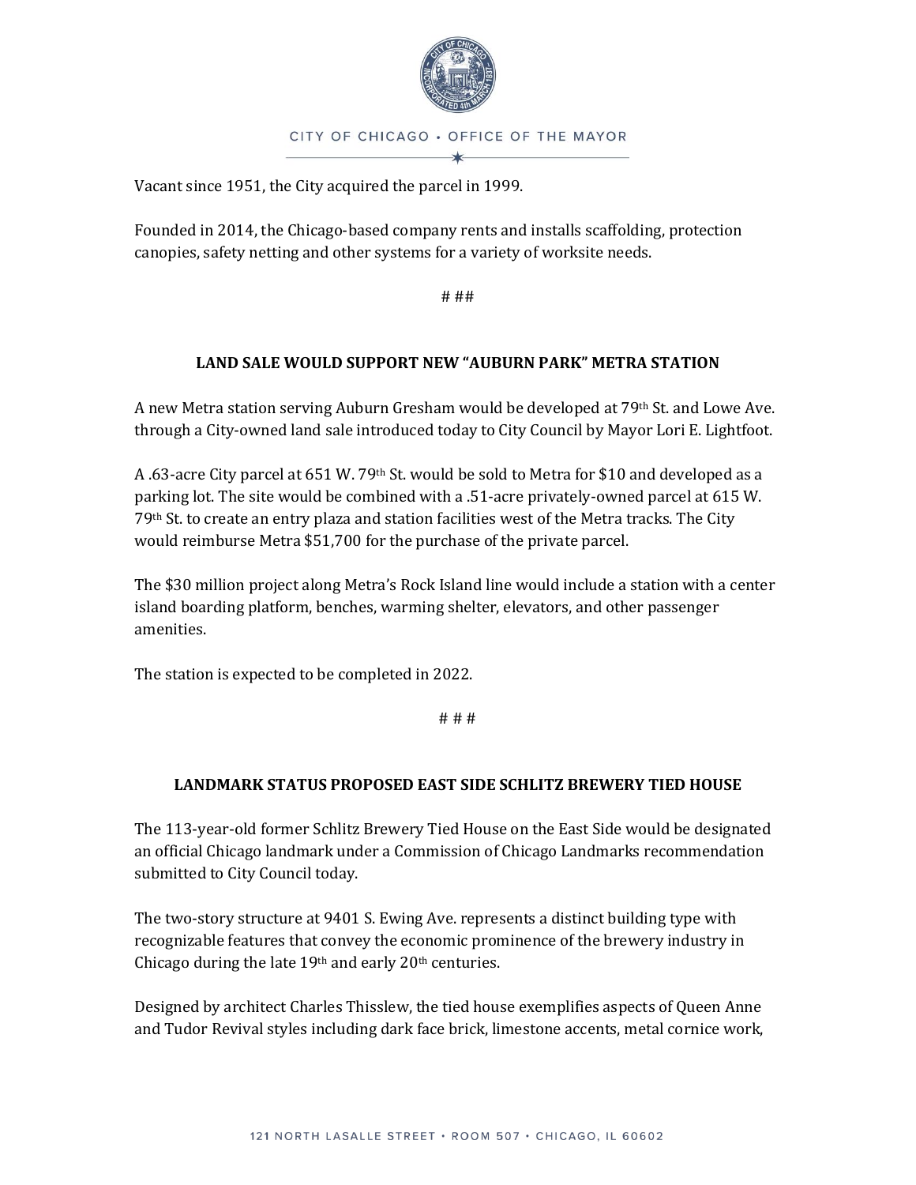Vacant since 1951, the City acquired the parcel in 1999.

Founded in 2014, the Chicago-based company rents and installs scaffolding, protection canopies, safety netting and other systems for a variety of worksite needs.

# ##

**LAND SALE WOULD SUPPORT NEW "AUBURN PARK" METRA STATION**

A new Metra station serving Auburn Gresham would be developed at 79th St. and Lowe Ave. through a City-owned land sale introduced today to City Council by Mayor Lori E. Lightfoot.

A .63-acre City parcel at 651 W. 79th St. would be sold to Metra for $10 and developed as a parking lot. The site would be combined with a .51-acre privately-owned parcel at 615 W. 79th St. to create an entry plaza and station facilities west of the Metra tracks. The City would reimburse Metra $51,700 for the purchase of the private parcel.

The $30 million project along Metra's Rock Island line would include a station with a center island boarding platform, benches, warming shelter, elevators, and other passenger amenities.

The station is expected to be completed in 2022.

# # #

**LANDMARK STATUS PROPOSED EAST SIDE SCHLITZ BREWERY TIED HOUSE**

The 113-year-old former Schlitz Brewery Tied House on the East Side would be designated an official Chicago landmark under a Commission of Chicago Landmarks recommendation submitted to City Council today.

The two-story structure at 9401 S. Ewing Ave. represents a distinct building type with recognizable features that convey the economic prominence of the brewery industry in Chicago during the late 19th and early 20th centuries.

Designed by architect Charles Thisslew, the tied house exemplifies aspects of Queen Anne and Tudor Revival styles including dark face brick, limestone accents, metal cornice work,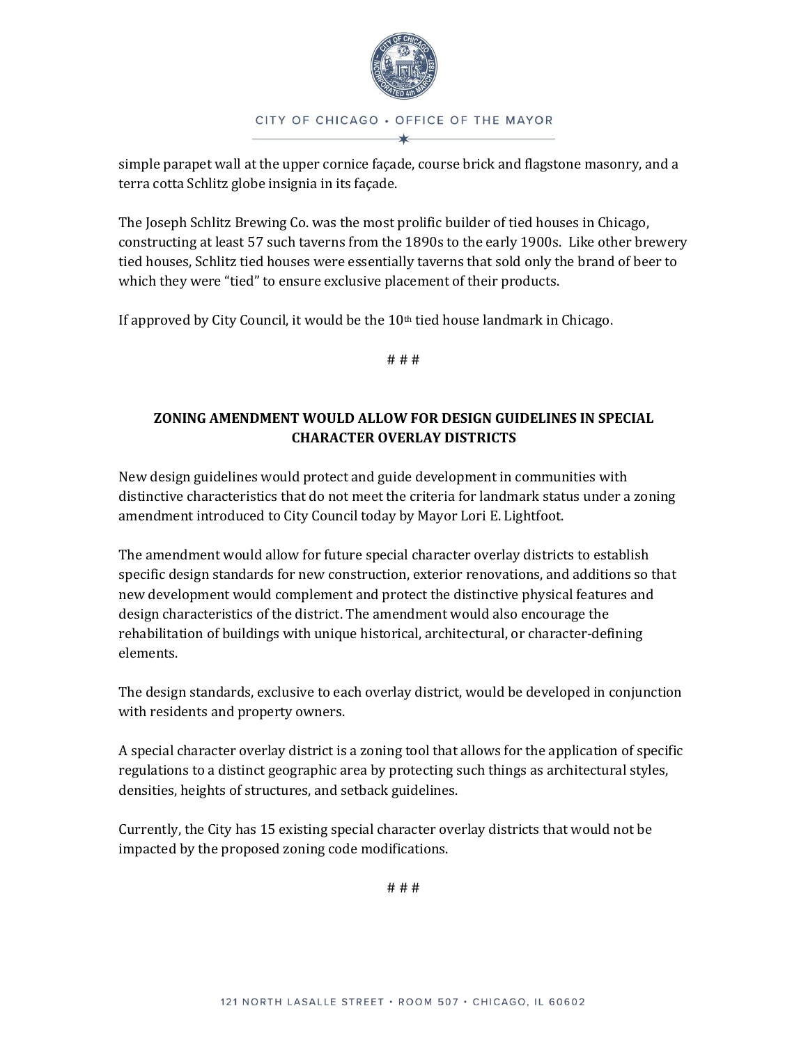simple parapet wall at the upper cornice façade, course brick and flagstone masonry, and a terra cotta Schlitz globe insignia in its façade.

The Joseph Schlitz Brewing Co. was the most prolific builder of tied houses in Chicago, constructing at least 57 such taverns from the 1890s to the early 1900s. Like other brewery tied houses, Schlitz tied houses were essentially taverns that sold only the brand of beer to which they were "tied" to ensure exclusive placement of their products.

If approved by City Council, it would be the 10th tied house landmark in Chicago.

# # #

**ZONING AMENDMENT WOULD ALLOW FOR DESIGN GUIDELINES IN SPECIAL CHARACTER OVERLAY DISTRICTS**

New design guidelines would protect and guide development in communities with distinctive characteristics that do not meet the criteria for landmark status under a zoning amendment introduced to City Council today by Mayor Lori E. Lightfoot.

The amendment would allow for future special character overlay districts to establish specific design standards for new construction, exterior renovations, and additions so that new development would complement and protect the distinctive physical features and design characteristics of the district. The amendment would also encourage the rehabilitation of buildings with unique historical, architectural, or character-defining elements.

The design standards, exclusive to each overlay district, would be developed in conjunction with residents and property owners.

A special character overlay district is a zoning tool that allows for the application of specific regulations to a distinct geographic area by protecting such things as architectural styles, densities, heights of structures, and setback guidelines.

Currently, the City has 15 existing special character overlay districts that would not be impacted by the proposed zoning code modifications.

# # #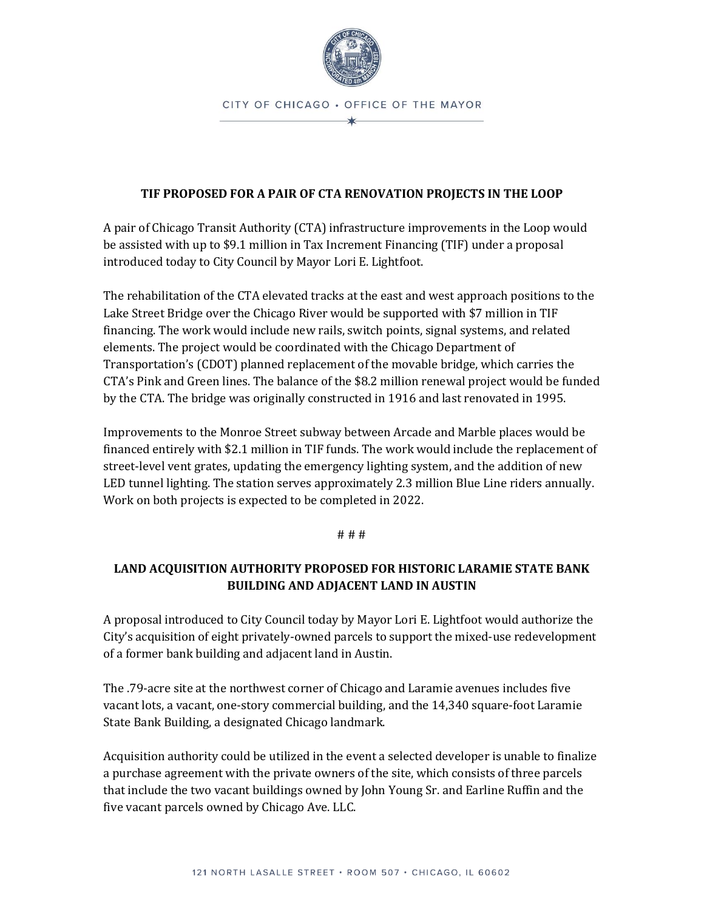CITY OF CHICAGO • OFFICE OF THE MAYOR

**TIF PROPOSED FOR A PAIR OF CTA RENOVATION PROJECTS IN THE LOOP**

A pair of Chicago Transit Authority (CTA) infrastructure improvements in the Loop would be assisted with up to $9.1 million in Tax Increment Financing (TIF) under a proposal introduced today to City Council by Mayor Lori E. Lightfoot.

The rehabilitation of the CTA elevated tracks at the east and west approach positions to the Lake Street Bridge over the Chicago River would be supported with $7 million in TIF financing. The work would include new rails, switch points, signal systems, and related elements. The project would be coordinated with the Chicago Department of Transportation's (CDOT) planned replacement of the movable bridge, which carries the CTA's Pink and Green lines. The balance of the $8.2 million renewal project would be funded by the CTA. The bridge was originally constructed in 1916 and last renovated in 1995.

Improvements to the Monroe Street subway between Arcade and Marble places would be financed entirely with $2.1 million in TIF funds. The work would include the replacement of street-level vent grates, updating the emergency lighting system, and the addition of new LED tunnel lighting. The station serves approximately 2.3 million Blue Line riders annually. Work on both projects is expected to be completed in 2022.

# # #

**LAND ACQUISITION AUTHORITY PROPOSED FOR HISTORIC LARAMIE STATE BANK BUILDING AND ADJACENT LAND IN AUSTIN**

A proposal introduced to City Council today by Mayor Lori E. Lightfoot would authorize the City's acquisition of eight privately-owned parcels to support the mixed-use redevelopment of a former bank building and adjacent land in Austin.

The .79-acre site at the northwest corner of Chicago and Laramie avenues includes five vacant lots, a vacant, one-story commercial building, and the 14,340 square-foot Laramie State Bank Building, a designated Chicago landmark.

Acquisition authority could be utilized in the event a selected developer is unable to finalize a purchase agreement with the private owners of the site, which consists of three parcels that include the two vacant buildings owned by John Young Sr. and Earline Ruffin and the five vacant parcels owned by Chicago Ave. LLC.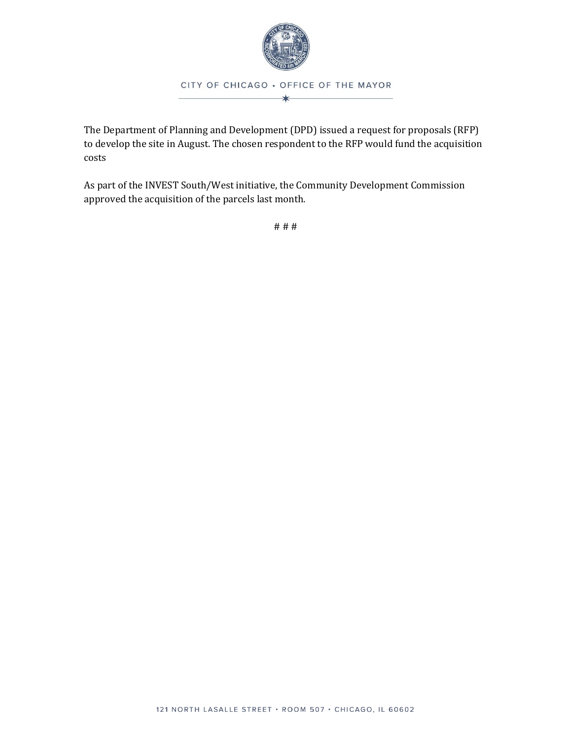The Department of Planning and Development (DPD) issued a request for proposals (RFP) to develop the site in August. The chosen respondent to the RFP would fund the acquisition costs

As part of the INVEST South/West initiative, the Community Development Commission approved the acquisition of the parcels last month.

# # #